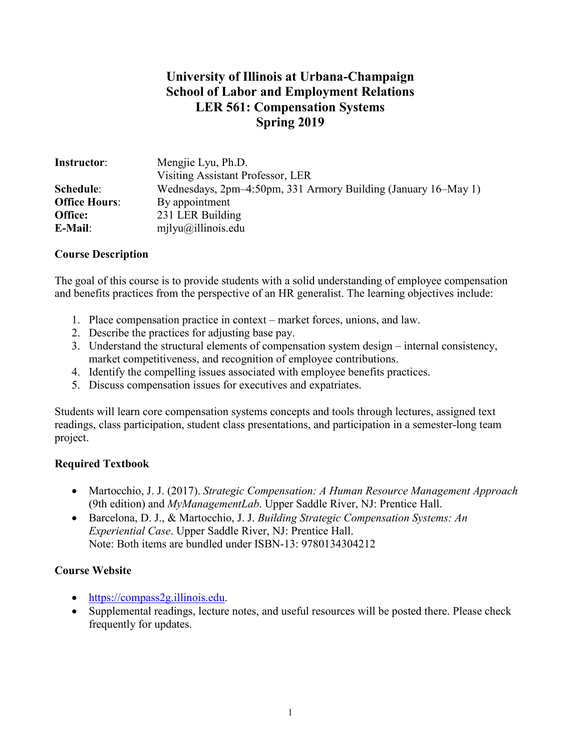# University of Illinois at Urbana-Champaign
# School of Labor and Employment Relations
# LER 561: Compensation Systems
# Spring 2019

| | |
|---|---|
| **Instructor**: | Mengjie Lyu, Ph.D. |
| | Visiting Assistant Professor, LER |
| **Schedule**: | Wednesdays, 2pm–4:50pm, 331 Armory Building (January 16–May 1) |
| **Office Hours**: | By appointment |
| **Office:** | 231 LER Building |
| **E-Mail**: | mjlyu@illinois.edu |

**Course Description**

The goal of this course is to provide students with a solid understanding of employee compensation and benefits practices from the perspective of an HR generalist. The learning objectives include:

1. Place compensation practice in context – market forces, unions, and law.
2. Describe the practices for adjusting base pay.
3. Understand the structural elements of compensation system design – internal consistency, market competitiveness, and recognition of employee contributions.
4. Identify the compelling issues associated with employee benefits practices.
5. Discuss compensation issues for executives and expatriates.

Students will learn core compensation systems concepts and tools through lectures, assigned text readings, class participation, student class presentations, and participation in a semester-long team project.

**Required Textbook**

- Martocchio, J. J. (2017). *Strategic Compensation: A Human Resource Management Approach* (9th edition) and *MyManagementLab*. Upper Saddle River, NJ: Prentice Hall.
- Barcelona, D. J., & Martocchio, J. J. *Building Strategic Compensation Systems: An Experiential Case*. Upper Saddle River, NJ: Prentice Hall.
  Note: Both items are bundled under ISBN-13: 9780134304212

**Course Website**

- https://compass2g.illinois.edu.
- Supplemental readings, lecture notes, and useful resources will be posted there. Please check frequently for updates.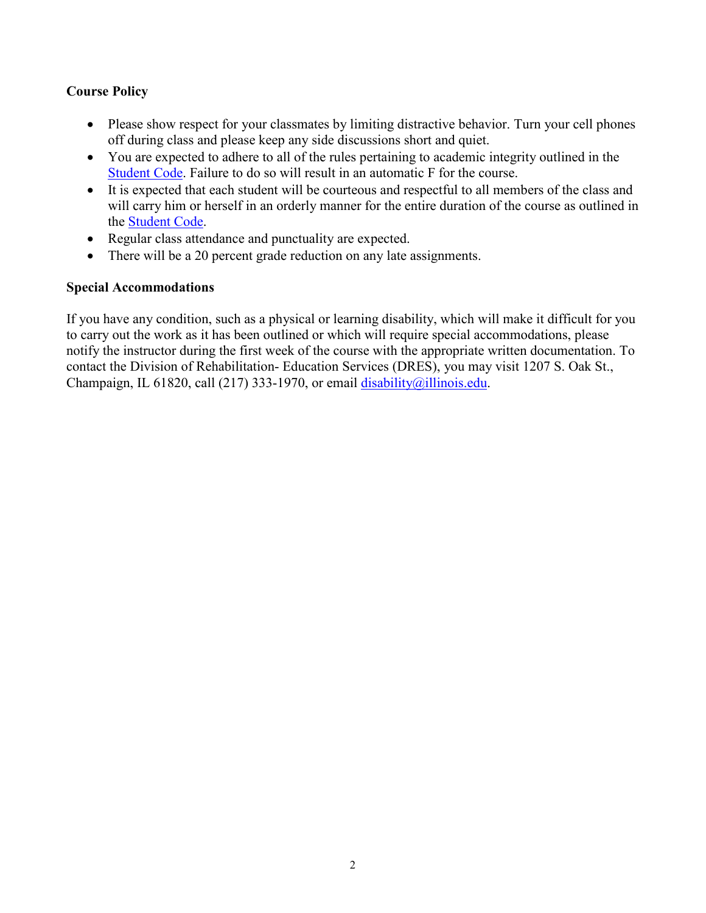**Course Policy**

- Please show respect for your classmates by limiting distractive behavior. Turn your cell phones off during class and please keep any side discussions short and quiet.
- You are expected to adhere to all of the rules pertaining to academic integrity outlined in the Student Code. Failure to do so will result in an automatic F for the course.
- It is expected that each student will be courteous and respectful to all members of the class and will carry him or herself in an orderly manner for the entire duration of the course as outlined in the Student Code.
- Regular class attendance and punctuality are expected.
- There will be a 20 percent grade reduction on any late assignments.

**Special Accommodations**

If you have any condition, such as a physical or learning disability, which will make it difficult for you to carry out the work as it has been outlined or which will require special accommodations, please notify the instructor during the first week of the course with the appropriate written documentation. To contact the Division of Rehabilitation- Education Services (DRES), you may visit 1207 S. Oak St., Champaign, IL 61820, call (217) 333-1970, or email disability@illinois.edu.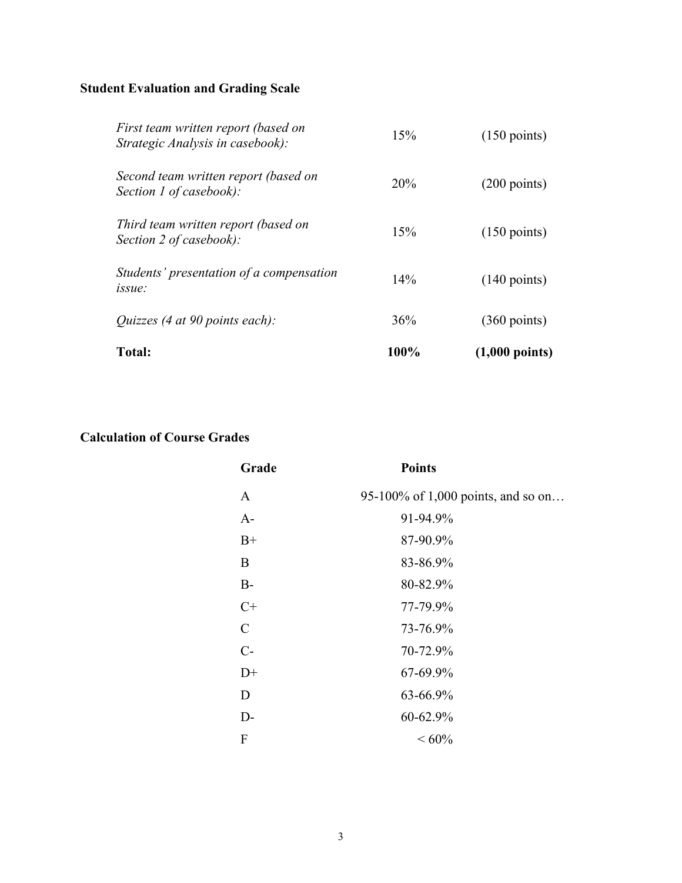## Student Evaluation and Grading Scale

| | | |
|---|---|---|
| *First team written report (based on Strategic Analysis in casebook):* | 15% | (150 points) |
| *Second team written report (based on Section 1 of casebook):* | 20% | (200 points) |
| *Third team written report (based on Section 2 of casebook):* | 15% | (150 points) |
| *Students' presentation of a compensation issue:* | 14% | (140 points) |
| *Quizzes (4 at 90 points each):* | 36% | (360 points) |
| **Total:** | **100%** | **(1,000 points)** |

## Calculation of Course Grades

| Grade | Points |
|---|---|
| A | 95-100% of 1,000 points, and so on… |
| A- | 91-94.9% |
| B+ | 87-90.9% |
| B | 83-86.9% |
| B- | 80-82.9% |
| C+ | 77-79.9% |
| C | 73-76.9% |
| C- | 70-72.9% |
| D+ | 67-69.9% |
| D | 63-66.9% |
| D- | 60-62.9% |
| F | < 60% |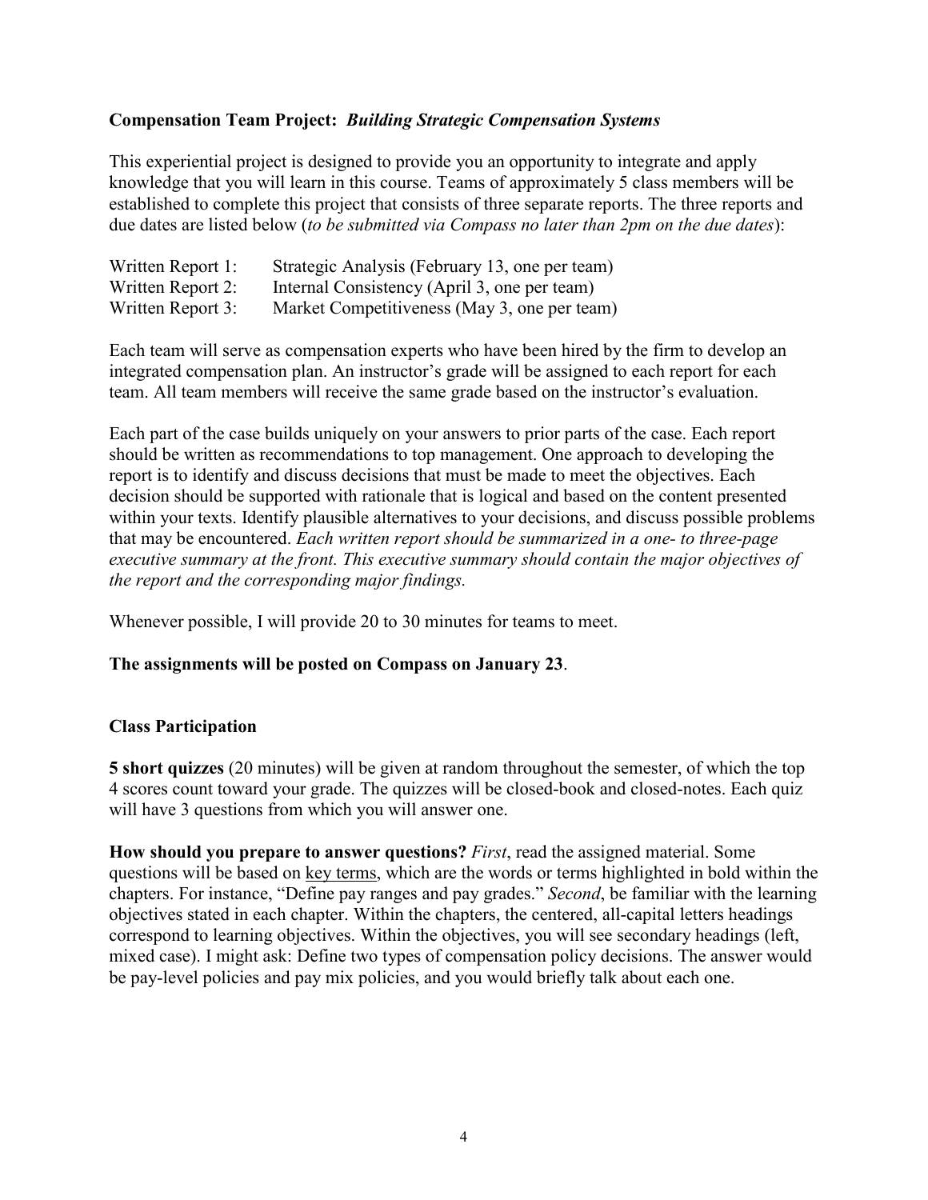**Compensation Team Project:** ***Building Strategic Compensation Systems***

This experiential project is designed to provide you an opportunity to integrate and apply knowledge that you will learn in this course. Teams of approximately 5 class members will be established to complete this project that consists of three separate reports. The three reports and due dates are listed below (*to be submitted via Compass no later than 2pm on the due dates*):

| | |
|---|---|
| Written Report 1: | Strategic Analysis (February 13, one per team) |
| Written Report 2: | Internal Consistency (April 3, one per team) |
| Written Report 3: | Market Competitiveness (May 3, one per team) |

Each team will serve as compensation experts who have been hired by the firm to develop an integrated compensation plan. An instructor's grade will be assigned to each report for each team. All team members will receive the same grade based on the instructor's evaluation.

Each part of the case builds uniquely on your answers to prior parts of the case. Each report should be written as recommendations to top management. One approach to developing the report is to identify and discuss decisions that must be made to meet the objectives. Each decision should be supported with rationale that is logical and based on the content presented within your texts. Identify plausible alternatives to your decisions, and discuss possible problems that may be encountered. *Each written report should be summarized in a one- to three-page executive summary at the front. This executive summary should contain the major objectives of the report and the corresponding major findings.*

Whenever possible, I will provide 20 to 30 minutes for teams to meet.

**The assignments will be posted on Compass on January 23**.

**Class Participation**

**5 short quizzes** (20 minutes) will be given at random throughout the semester, of which the top 4 scores count toward your grade. The quizzes will be closed-book and closed-notes. Each quiz will have 3 questions from which you will answer one.

**How should you prepare to answer questions?** *First*, read the assigned material. Some questions will be based on key terms, which are the words or terms highlighted in bold within the chapters. For instance, "Define pay ranges and pay grades." *Second*, be familiar with the learning objectives stated in each chapter. Within the chapters, the centered, all-capital letters headings correspond to learning objectives. Within the objectives, you will see secondary headings (left, mixed case). I might ask: Define two types of compensation policy decisions. The answer would be pay-level policies and pay mix policies, and you would briefly talk about each one.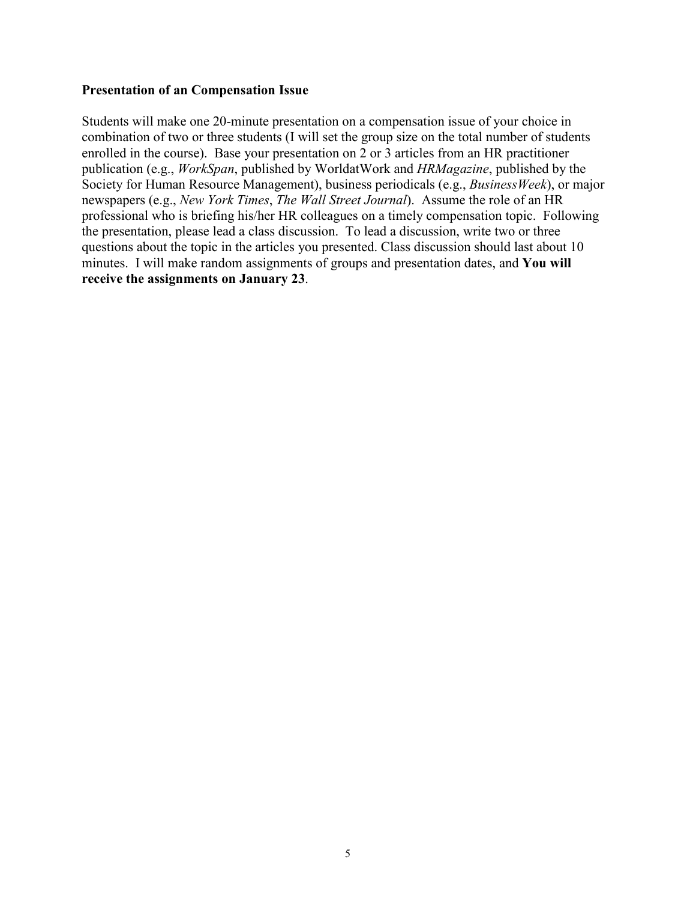**Presentation of an Compensation Issue**

Students will make one 20-minute presentation on a compensation issue of your choice in combination of two or three students (I will set the group size on the total number of students enrolled in the course). Base your presentation on 2 or 3 articles from an HR practitioner publication (e.g., *WorkSpan*, published by WorldatWork and *HRMagazine*, published by the Society for Human Resource Management), business periodicals (e.g., *BusinessWeek*), or major newspapers (e.g., *New York Times*, *The Wall Street Journal*). Assume the role of an HR professional who is briefing his/her HR colleagues on a timely compensation topic. Following the presentation, please lead a class discussion. To lead a discussion, write two or three questions about the topic in the articles you presented. Class discussion should last about 10 minutes. I will make random assignments of groups and presentation dates, and **You will receive the assignments on January 23**.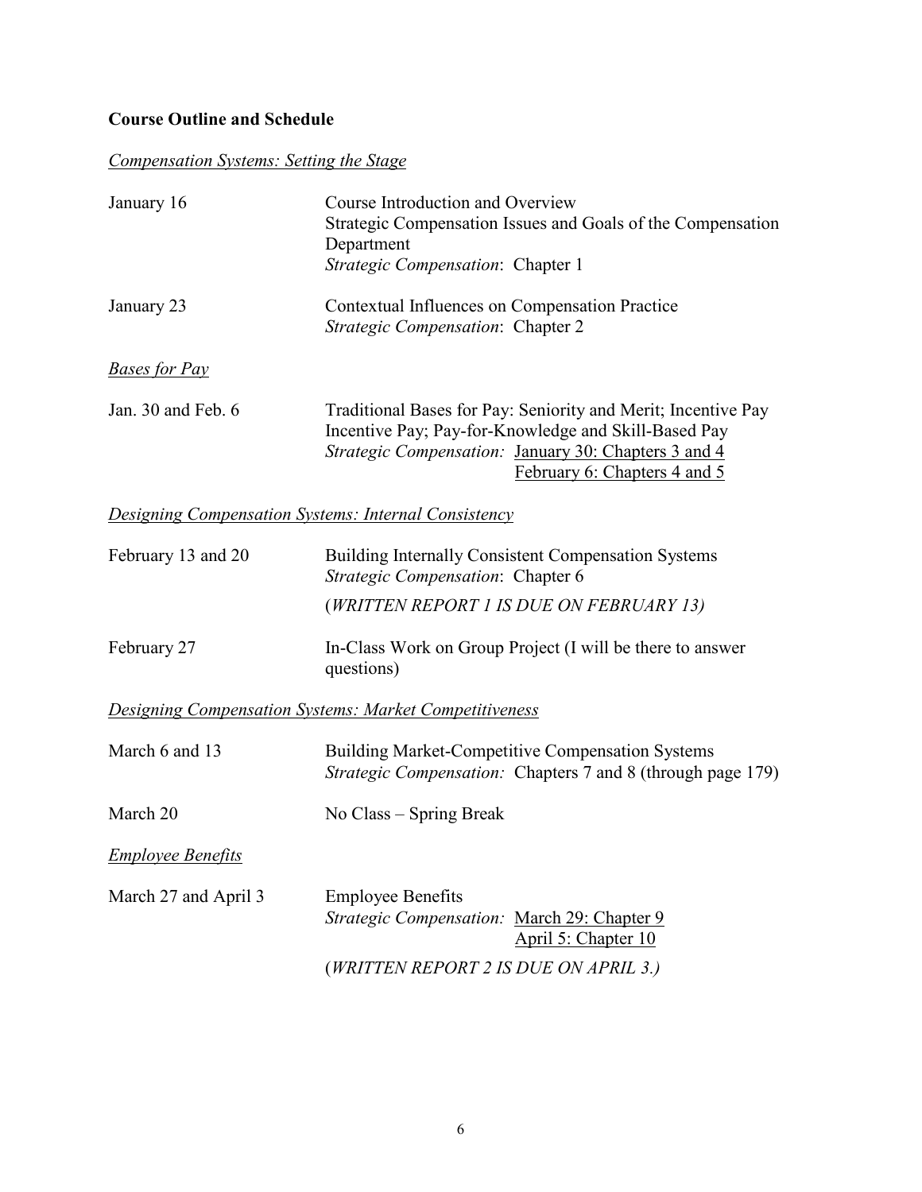**Course Outline and Schedule**

*Compensation Systems: Setting the Stage*

| | |
|---|---|
| January 16 | Course Introduction and Overview<br>Strategic Compensation Issues and Goals of the Compensation Department<br>*Strategic Compensation*: Chapter 1 |
| January 23 | Contextual Influences on Compensation Practice<br>*Strategic Compensation*: Chapter 2 |

*Bases for Pay*

| | |
|---|---|
| Jan. 30 and Feb. 6 | Traditional Bases for Pay: Seniority and Merit; Incentive Pay<br>Incentive Pay; Pay-for-Knowledge and Skill-Based Pay<br>*Strategic Compensation:* January 30: Chapters 3 and 4<br>February 6: Chapters 4 and 5 |

*Designing Compensation Systems: Internal Consistency*

| | |
|---|---|
| February 13 and 20 | Building Internally Consistent Compensation Systems<br>*Strategic Compensation*: Chapter 6<br>(*WRITTEN REPORT 1 IS DUE ON FEBRUARY 13)* |
| February 27 | In-Class Work on Group Project (I will be there to answer questions) |

*Designing Compensation Systems: Market Competitiveness*

| | |
|---|---|
| March 6 and 13 | Building Market-Competitive Compensation Systems<br>*Strategic Compensation:* Chapters 7 and 8 (through page 179) |
| March 20 | No Class – Spring Break |

*Employee Benefits*

| | |
|---|---|
| March 27 and April 3 | Employee Benefits<br>*Strategic Compensation:* March 29: Chapter 9<br>April 5: Chapter 10<br>(*WRITTEN REPORT 2 IS DUE ON APRIL 3.)* |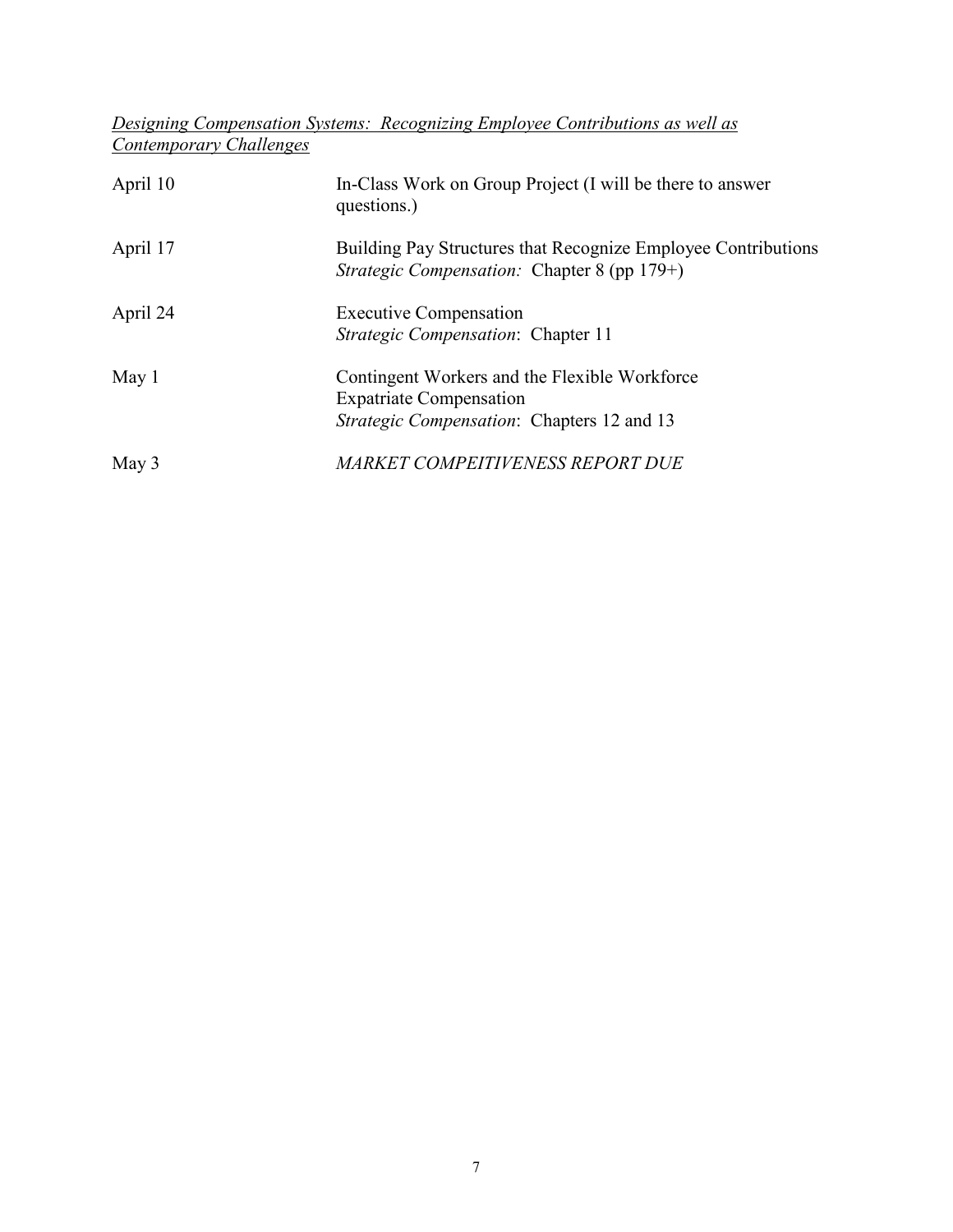*Designing Compensation Systems: Recognizing Employee Contributions as well as Contemporary Challenges*

| | |
|---|---|
| April 10 | In-Class Work on Group Project (I will be there to answer questions.) |
| April 17 | Building Pay Structures that Recognize Employee Contributions<br>*Strategic Compensation:* Chapter 8 (pp 179+) |
| April 24 | Executive Compensation<br>*Strategic Compensation*: Chapter 11 |
| May 1 | Contingent Workers and the Flexible Workforce<br>Expatriate Compensation<br>*Strategic Compensation*: Chapters 12 and 13 |
| May 3 | *MARKET COMPEITIVENESS REPORT DUE* |